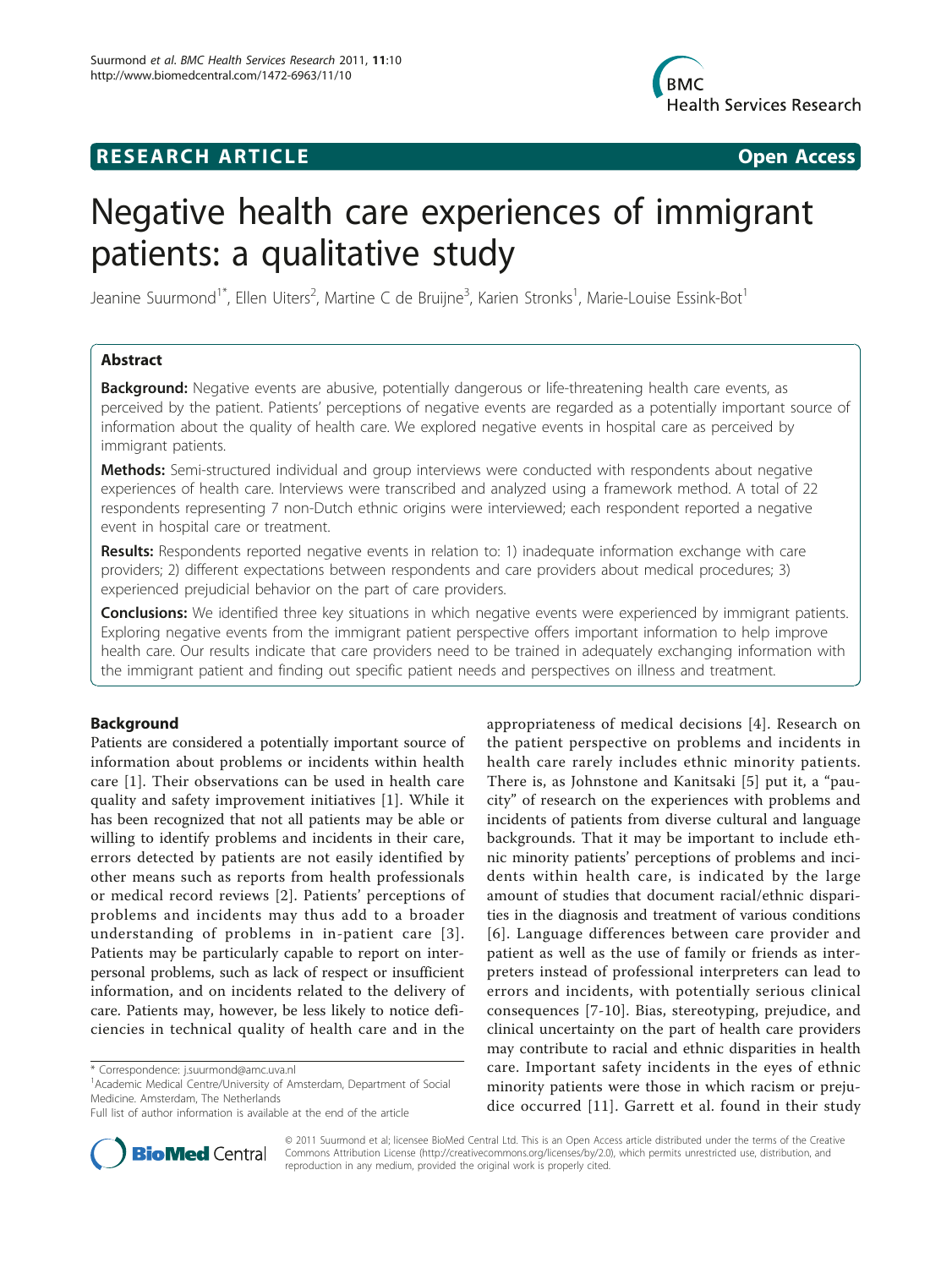**RESEARCH ARTICLE** **Open Access**

# Negative health care experiences of immigrant patients: a qualitative study

Jeanine Suurmond[1*], Ellen Uiters[2], Martine C de Bruijne[3], Karien Stronks[1], Marie-Louise Essink-Bot[1]

## Abstract

**Background:** Negative events are abusive, potentially dangerous or life-threatening health care events, as perceived by the patient. Patients' perceptions of negative events are regarded as a potentially important source of information about the quality of health care. We explored negative events in hospital care as perceived by immigrant patients.

**Methods:** Semi-structured individual and group interviews were conducted with respondents about negative experiences of health care. Interviews were transcribed and analyzed using a framework method. A total of 22 respondents representing 7 non-Dutch ethnic origins were interviewed; each respondent reported a negative event in hospital care or treatment.

**Results:** Respondents reported negative events in relation to: 1) inadequate information exchange with care providers; 2) different expectations between respondents and care providers about medical procedures; 3) experienced prejudicial behavior on the part of care providers.

**Conclusions:** We identified three key situations in which negative events were experienced by immigrant patients. Exploring negative events from the immigrant patient perspective offers important information to help improve health care. Our results indicate that care providers need to be trained in adequately exchanging information with the immigrant patient and finding out specific patient needs and perspectives on illness and treatment.

## Background

Patients are considered a potentially important source of information about problems or incidents within health care [1]. Their observations can be used in health care quality and safety improvement initiatives [1]. While it has been recognized that not all patients may be able or willing to identify problems and incidents in their care, errors detected by patients are not easily identified by other means such as reports from health professionals or medical record reviews [2]. Patients' perceptions of problems and incidents may thus add to a broader understanding of problems in in-patient care [3]. Patients may be particularly capable to report on interpersonal problems, such as lack of respect or insufficient information, and on incidents related to the delivery of care. Patients may, however, be less likely to notice deficiencies in technical quality of health care and in the appropriateness of medical decisions [4]. Research on the patient perspective on problems and incidents in health care rarely includes ethnic minority patients. There is, as Johnstone and Kanitsaki [5] put it, a "paucity" of research on the experiences with problems and incidents of patients from diverse cultural and language backgrounds. That it may be important to include ethnic minority patients' perceptions of problems and incidents within health care, is indicated by the large amount of studies that document racial/ethnic disparities in the diagnosis and treatment of various conditions [6]. Language differences between care provider and patient as well as the use of family or friends as interpreters instead of professional interpreters can lead to errors and incidents, with potentially serious clinical consequences [7-10]. Bias, stereotyping, prejudice, and clinical uncertainty on the part of health care providers may contribute to racial and ethnic disparities in health care. Important safety incidents in the eyes of ethnic minority patients were those in which racism or prejudice occurred [11]. Garrett et al. found in their study

\* Correspondence: j.suurmond@amc.uva.nl
[1]Academic Medical Centre/University of Amsterdam, Department of Social Medicine. Amsterdam, The Netherlands
Full list of author information is available at the end of the article

© 2011 Suurmond et al; licensee BioMed Central Ltd. This is an Open Access article distributed under the terms of the Creative Commons Attribution License (http://creativecommons.org/licenses/by/2.0), which permits unrestricted use, distribution, and reproduction in any medium, provided the original work is properly cited.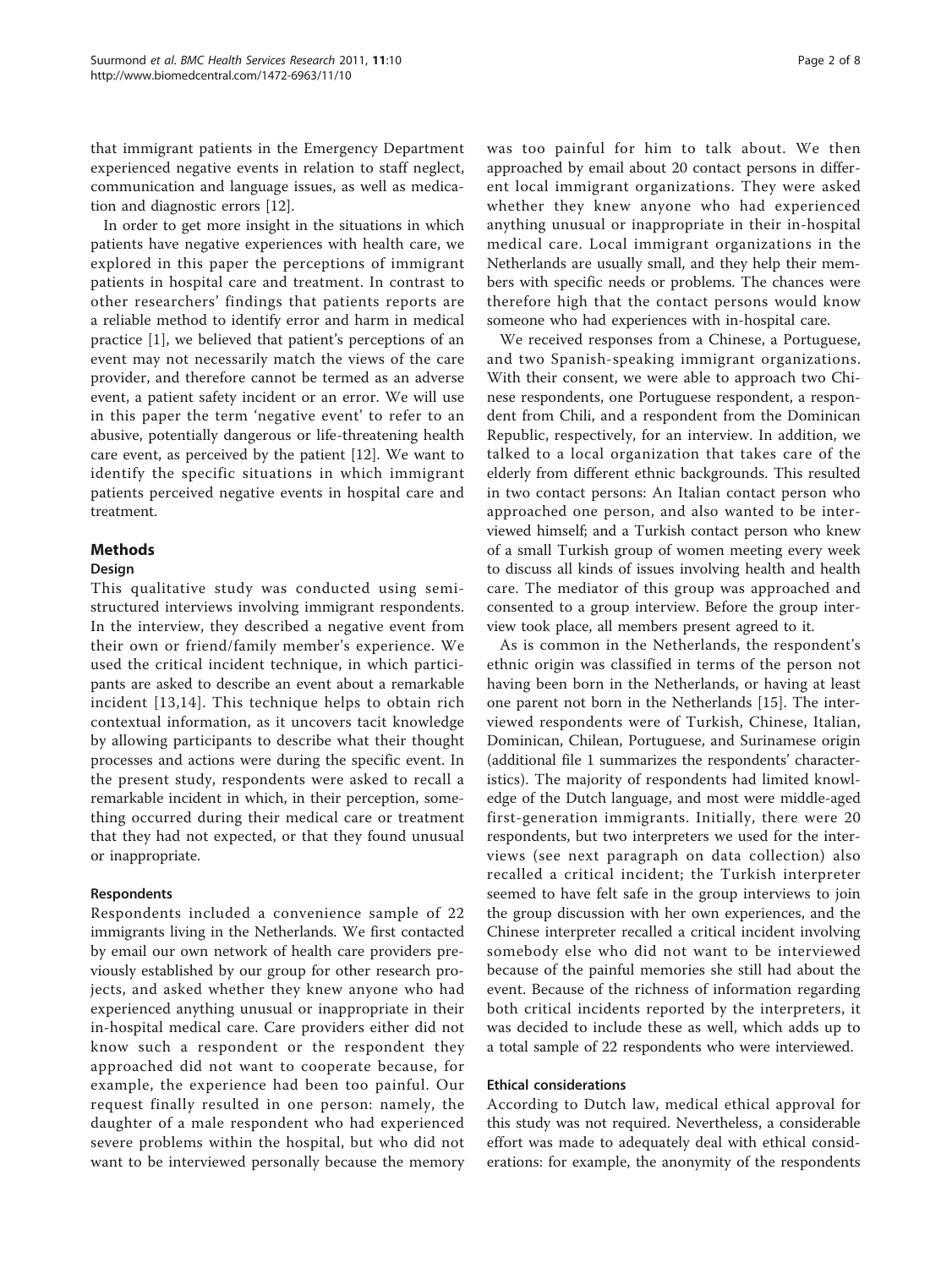that immigrant patients in the Emergency Department experienced negative events in relation to staff neglect, communication and language issues, as well as medication and diagnostic errors [12].

In order to get more insight in the situations in which patients have negative experiences with health care, we explored in this paper the perceptions of immigrant patients in hospital care and treatment. In contrast to other researchers' findings that patients reports are a reliable method to identify error and harm in medical practice [1], we believed that patient's perceptions of an event may not necessarily match the views of the care provider, and therefore cannot be termed as an adverse event, a patient safety incident or an error. We will use in this paper the term 'negative event' to refer to an abusive, potentially dangerous or life-threatening health care event, as perceived by the patient [12]. We want to identify the specific situations in which immigrant patients perceived negative events in hospital care and treatment.

## Methods

### Design

This qualitative study was conducted using semi-structured interviews involving immigrant respondents. In the interview, they described a negative event from their own or friend/family member's experience. We used the critical incident technique, in which participants are asked to describe an event about a remarkable incident [13,14]. This technique helps to obtain rich contextual information, as it uncovers tacit knowledge by allowing participants to describe what their thought processes and actions were during the specific event. In the present study, respondents were asked to recall a remarkable incident in which, in their perception, something occurred during their medical care or treatment that they had not expected, or that they found unusual or inappropriate.

### Respondents

Respondents included a convenience sample of 22 immigrants living in the Netherlands. We first contacted by email our own network of health care providers previously established by our group for other research projects, and asked whether they knew anyone who had experienced anything unusual or inappropriate in their in-hospital medical care. Care providers either did not know such a respondent or the respondent they approached did not want to cooperate because, for example, the experience had been too painful. Our request finally resulted in one person: namely, the daughter of a male respondent who had experienced severe problems within the hospital, but who did not want to be interviewed personally because the memory was too painful for him to talk about. We then approached by email about 20 contact persons in different local immigrant organizations. They were asked whether they knew anyone who had experienced anything unusual or inappropriate in their in-hospital medical care. Local immigrant organizations in the Netherlands are usually small, and they help their members with specific needs or problems. The chances were therefore high that the contact persons would know someone who had experiences with in-hospital care.

We received responses from a Chinese, a Portuguese, and two Spanish-speaking immigrant organizations. With their consent, we were able to approach two Chinese respondents, one Portuguese respondent, a respondent from Chili, and a respondent from the Dominican Republic, respectively, for an interview. In addition, we talked to a local organization that takes care of the elderly from different ethnic backgrounds. This resulted in two contact persons: An Italian contact person who approached one person, and also wanted to be interviewed himself; and a Turkish contact person who knew of a small Turkish group of women meeting every week to discuss all kinds of issues involving health and health care. The mediator of this group was approached and consented to a group interview. Before the group interview took place, all members present agreed to it.

As is common in the Netherlands, the respondent's ethnic origin was classified in terms of the person not having been born in the Netherlands, or having at least one parent not born in the Netherlands [15]. The interviewed respondents were of Turkish, Chinese, Italian, Dominican, Chilean, Portuguese, and Surinamese origin (additional file 1 summarizes the respondents' characteristics). The majority of respondents had limited knowledge of the Dutch language, and most were middle-aged first-generation immigrants. Initially, there were 20 respondents, but two interpreters we used for the interviews (see next paragraph on data collection) also recalled a critical incident; the Turkish interpreter seemed to have felt safe in the group interviews to join the group discussion with her own experiences, and the Chinese interpreter recalled a critical incident involving somebody else who did not want to be interviewed because of the painful memories she still had about the event. Because of the richness of information regarding both critical incidents reported by the interpreters, it was decided to include these as well, which adds up to a total sample of 22 respondents who were interviewed.

### Ethical considerations

According to Dutch law, medical ethical approval for this study was not required. Nevertheless, a considerable effort was made to adequately deal with ethical considerations: for example, the anonymity of the respondents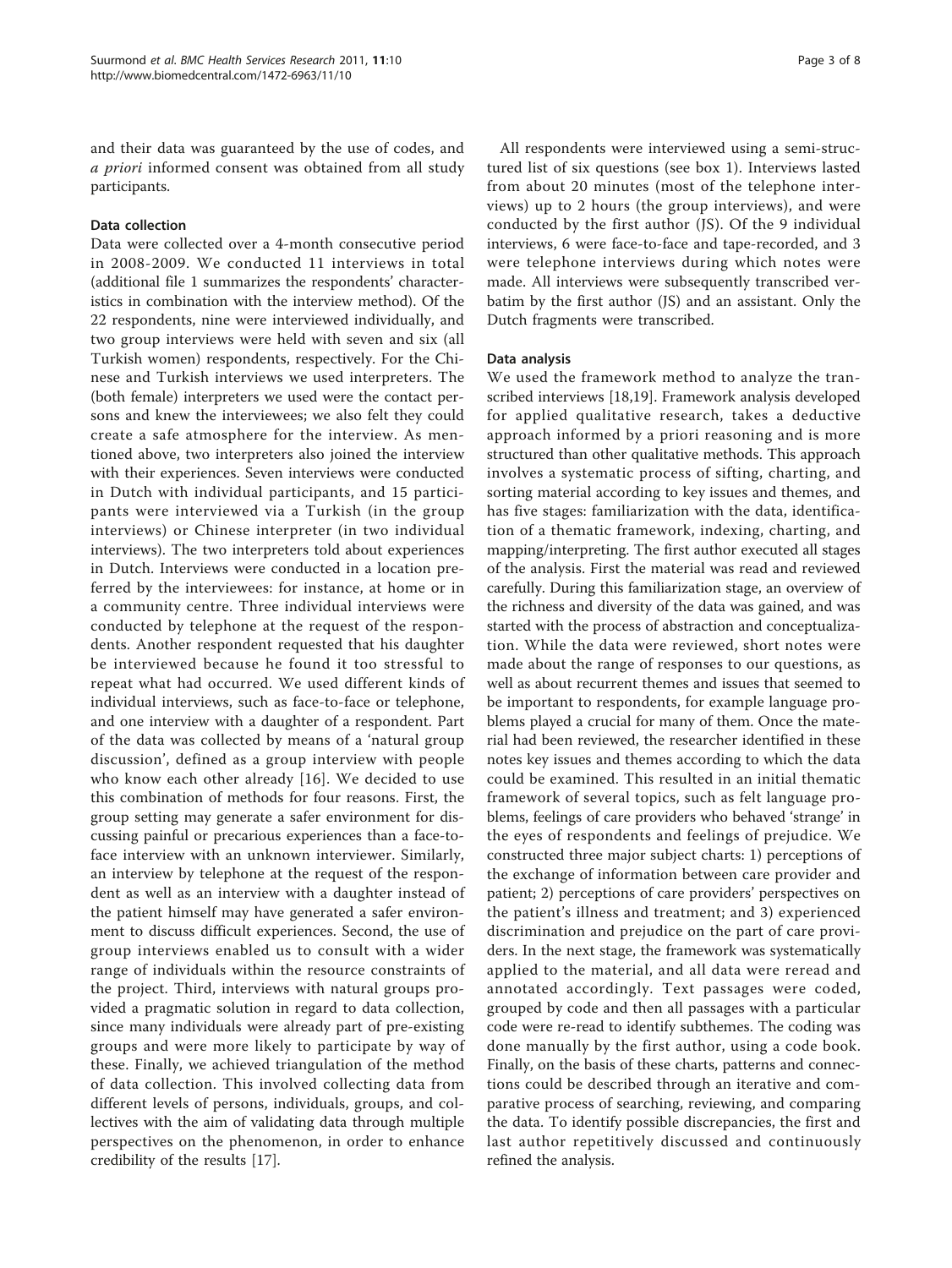and their data was guaranteed by the use of codes, and *a priori* informed consent was obtained from all study participants.

### Data collection

Data were collected over a 4-month consecutive period in 2008-2009. We conducted 11 interviews in total (additional file 1 summarizes the respondents' characteristics in combination with the interview method). Of the 22 respondents, nine were interviewed individually, and two group interviews were held with seven and six (all Turkish women) respondents, respectively. For the Chinese and Turkish interviews we used interpreters. The (both female) interpreters we used were the contact persons and knew the interviewees; we also felt they could create a safe atmosphere for the interview. As mentioned above, two interpreters also joined the interview with their experiences. Seven interviews were conducted in Dutch with individual participants, and 15 participants were interviewed via a Turkish (in the group interviews) or Chinese interpreter (in two individual interviews). The two interpreters told about experiences in Dutch. Interviews were conducted in a location preferred by the interviewees: for instance, at home or in a community centre. Three individual interviews were conducted by telephone at the request of the respondents. Another respondent requested that his daughter be interviewed because he found it too stressful to repeat what had occurred. We used different kinds of individual interviews, such as face-to-face or telephone, and one interview with a daughter of a respondent. Part of the data was collected by means of a 'natural group discussion', defined as a group interview with people who know each other already [16]. We decided to use this combination of methods for four reasons. First, the group setting may generate a safer environment for discussing painful or precarious experiences than a face-to-face interview with an unknown interviewer. Similarly, an interview by telephone at the request of the respondent as well as an interview with a daughter instead of the patient himself may have generated a safer environment to discuss difficult experiences. Second, the use of group interviews enabled us to consult with a wider range of individuals within the resource constraints of the project. Third, interviews with natural groups provided a pragmatic solution in regard to data collection, since many individuals were already part of pre-existing groups and were more likely to participate by way of these. Finally, we achieved triangulation of the method of data collection. This involved collecting data from different levels of persons, individuals, groups, and collectives with the aim of validating data through multiple perspectives on the phenomenon, in order to enhance credibility of the results [17].

All respondents were interviewed using a semi-structured list of six questions (see box 1). Interviews lasted from about 20 minutes (most of the telephone interviews) up to 2 hours (the group interviews), and were conducted by the first author (JS). Of the 9 individual interviews, 6 were face-to-face and tape-recorded, and 3 were telephone interviews during which notes were made. All interviews were subsequently transcribed verbatim by the first author (JS) and an assistant. Only the Dutch fragments were transcribed.

### Data analysis

We used the framework method to analyze the transcribed interviews [18,19]. Framework analysis developed for applied qualitative research, takes a deductive approach informed by a priori reasoning and is more structured than other qualitative methods. This approach involves a systematic process of sifting, charting, and sorting material according to key issues and themes, and has five stages: familiarization with the data, identification of a thematic framework, indexing, charting, and mapping/interpreting. The first author executed all stages of the analysis. First the material was read and reviewed carefully. During this familiarization stage, an overview of the richness and diversity of the data was gained, and was started with the process of abstraction and conceptualization. While the data were reviewed, short notes were made about the range of responses to our questions, as well as about recurrent themes and issues that seemed to be important to respondents, for example language problems played a crucial for many of them. Once the material had been reviewed, the researcher identified in these notes key issues and themes according to which the data could be examined. This resulted in an initial thematic framework of several topics, such as felt language problems, feelings of care providers who behaved 'strange' in the eyes of respondents and feelings of prejudice. We constructed three major subject charts: 1) perceptions of the exchange of information between care provider and patient; 2) perceptions of care providers' perspectives on the patient's illness and treatment; and 3) experienced discrimination and prejudice on the part of care providers. In the next stage, the framework was systematically applied to the material, and all data were reread and annotated accordingly. Text passages were coded, grouped by code and then all passages with a particular code were re-read to identify subthemes. The coding was done manually by the first author, using a code book. Finally, on the basis of these charts, patterns and connections could be described through an iterative and comparative process of searching, reviewing, and comparing the data. To identify possible discrepancies, the first and last author repetitively discussed and continuously refined the analysis.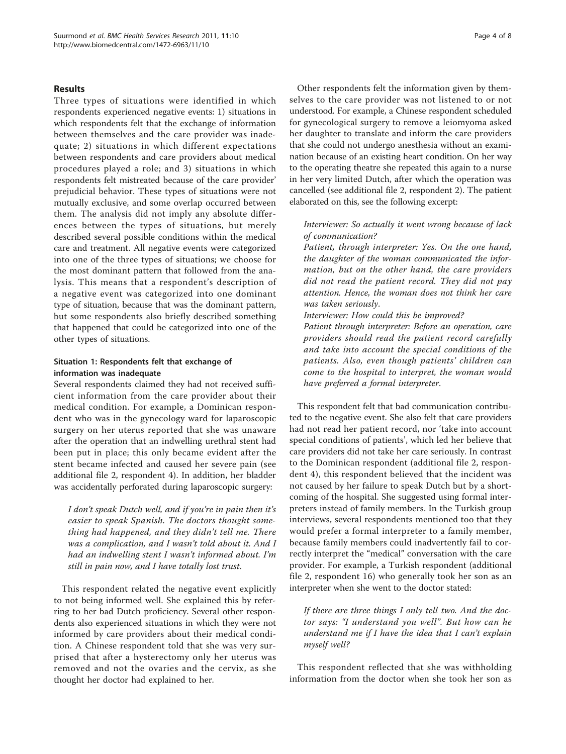## Results

Three types of situations were identified in which respondents experienced negative events: 1) situations in which respondents felt that the exchange of information between themselves and the care provider was inadequate; 2) situations in which different expectations between respondents and care providers about medical procedures played a role; and 3) situations in which respondents felt mistreated because of the care provider' prejudicial behavior. These types of situations were not mutually exclusive, and some overlap occurred between them. The analysis did not imply any absolute differences between the types of situations, but merely described several possible conditions within the medical care and treatment. All negative events were categorized into one of the three types of situations; we choose for the most dominant pattern that followed from the analysis. This means that a respondent's description of a negative event was categorized into one dominant type of situation, because that was the dominant pattern, but some respondents also briefly described something that happened that could be categorized into one of the other types of situations.

### Situation 1: Respondents felt that exchange of information was inadequate

Several respondents claimed they had not received sufficient information from the care provider about their medical condition. For example, a Dominican respondent who was in the gynecology ward for laparoscopic surgery on her uterus reported that she was unaware after the operation that an indwelling urethral stent had been put in place; this only became evident after the stent became infected and caused her severe pain (see additional file 2, respondent 4). In addition, her bladder was accidentally perforated during laparoscopic surgery:

*I don't speak Dutch well, and if you're in pain then it's easier to speak Spanish. The doctors thought something had happened, and they didn't tell me. There was a complication, and I wasn't told about it. And I had an indwelling stent I wasn't informed about. I'm still in pain now, and I have totally lost trust.*

This respondent related the negative event explicitly to not being informed well. She explained this by referring to her bad Dutch proficiency. Several other respondents also experienced situations in which they were not informed by care providers about their medical condition. A Chinese respondent told that she was very surprised that after a hysterectomy only her uterus was removed and not the ovaries and the cervix, as she thought her doctor had explained to her.

Other respondents felt the information given by themselves to the care provider was not listened to or not understood. For example, a Chinese respondent scheduled for gynecological surgery to remove a leiomyoma asked her daughter to translate and inform the care providers that she could not undergo anesthesia without an examination because of an existing heart condition. On her way to the operating theatre she repeated this again to a nurse in her very limited Dutch, after which the operation was cancelled (see additional file 2, respondent 2). The patient elaborated on this, see the following excerpt:

*Interviewer: So actually it went wrong because of lack of communication?*
*Patient, through interpreter: Yes. On the one hand, the daughter of the woman communicated the information, but on the other hand, the care providers did not read the patient record. They did not pay attention. Hence, the woman does not think her care was taken seriously.*
*Interviewer: How could this be improved?*
*Patient through interpreter: Before an operation, care providers should read the patient record carefully and take into account the special conditions of the patients. Also, even though patients' children can come to the hospital to interpret, the woman would have preferred a formal interpreter.*

This respondent felt that bad communication contributed to the negative event. She also felt that care providers had not read her patient record, nor 'take into account special conditions of patients', which led her believe that care providers did not take her care seriously. In contrast to the Dominican respondent (additional file 2, respondent 4), this respondent believed that the incident was not caused by her failure to speak Dutch but by a shortcoming of the hospital. She suggested using formal interpreters instead of family members. In the Turkish group interviews, several respondents mentioned too that they would prefer a formal interpreter to a family member, because family members could inadvertently fail to correctly interpret the "medical" conversation with the care provider. For example, a Turkish respondent (additional file 2, respondent 16) who generally took her son as an interpreter when she went to the doctor stated:

*If there are three things I only tell two. And the doctor says: "I understand you well". But how can he understand me if I have the idea that I can't explain myself well?*

This respondent reflected that she was withholding information from the doctor when she took her son as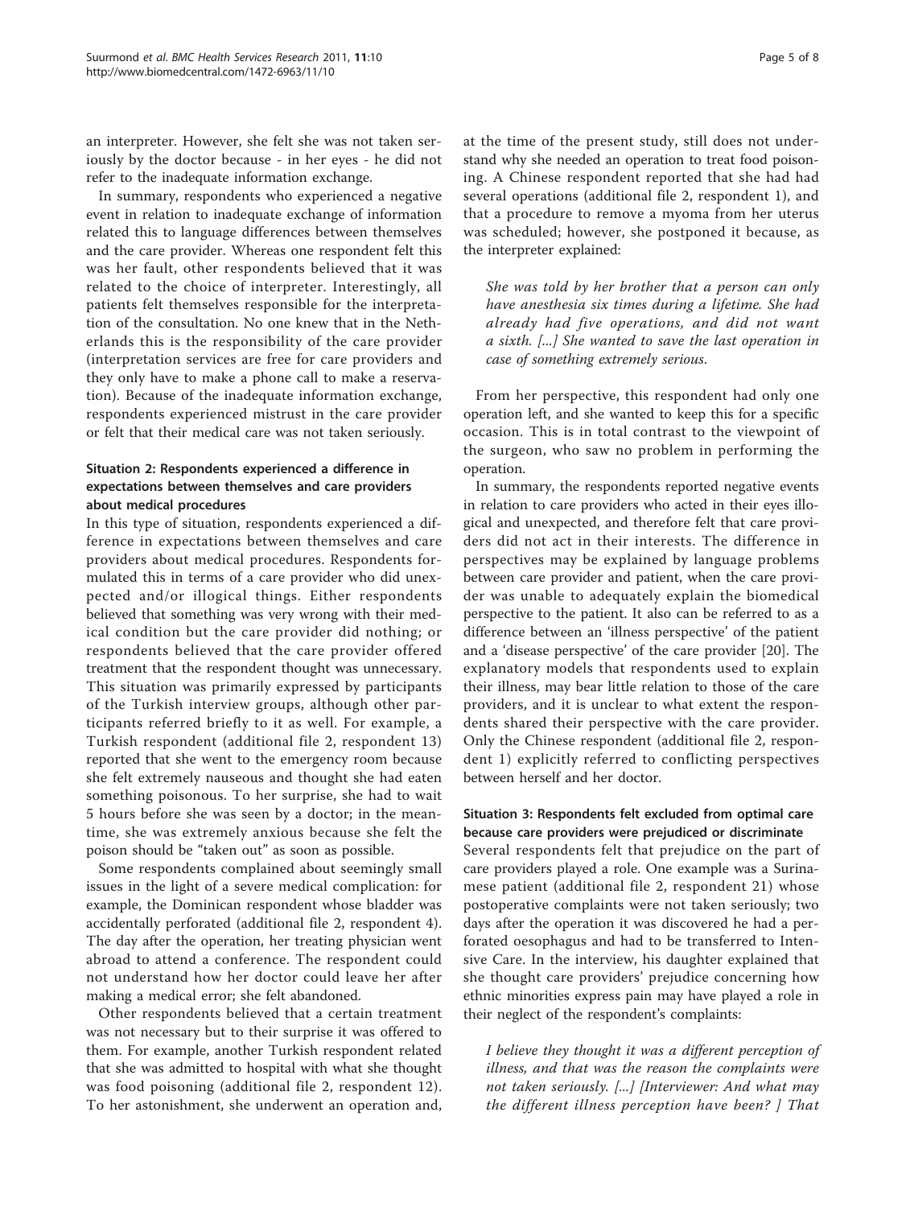an interpreter. However, she felt she was not taken seriously by the doctor because - in her eyes - he did not refer to the inadequate information exchange.

In summary, respondents who experienced a negative event in relation to inadequate exchange of information related this to language differences between themselves and the care provider. Whereas one respondent felt this was her fault, other respondents believed that it was related to the choice of interpreter. Interestingly, all patients felt themselves responsible for the interpretation of the consultation. No one knew that in the Netherlands this is the responsibility of the care provider (interpretation services are free for care providers and they only have to make a phone call to make a reservation). Because of the inadequate information exchange, respondents experienced mistrust in the care provider or felt that their medical care was not taken seriously.

### Situation 2: Respondents experienced a difference in expectations between themselves and care providers about medical procedures

In this type of situation, respondents experienced a difference in expectations between themselves and care providers about medical procedures. Respondents formulated this in terms of a care provider who did unexpected and/or illogical things. Either respondents believed that something was very wrong with their medical condition but the care provider did nothing; or respondents believed that the care provider offered treatment that the respondent thought was unnecessary. This situation was primarily expressed by participants of the Turkish interview groups, although other participants referred briefly to it as well. For example, a Turkish respondent (additional file 2, respondent 13) reported that she went to the emergency room because she felt extremely nauseous and thought she had eaten something poisonous. To her surprise, she had to wait 5 hours before she was seen by a doctor; in the meantime, she was extremely anxious because she felt the poison should be "taken out" as soon as possible.

Some respondents complained about seemingly small issues in the light of a severe medical complication: for example, the Dominican respondent whose bladder was accidentally perforated (additional file 2, respondent 4). The day after the operation, her treating physician went abroad to attend a conference. The respondent could not understand how her doctor could leave her after making a medical error; she felt abandoned.

Other respondents believed that a certain treatment was not necessary but to their surprise it was offered to them. For example, another Turkish respondent related that she was admitted to hospital with what she thought was food poisoning (additional file 2, respondent 12). To her astonishment, she underwent an operation and, at the time of the present study, still does not understand why she needed an operation to treat food poisoning. A Chinese respondent reported that she had had several operations (additional file 2, respondent 1), and that a procedure to remove a myoma from her uterus was scheduled; however, she postponed it because, as the interpreter explained:

> *She was told by her brother that a person can only have anesthesia six times during a lifetime. She had already had five operations, and did not want a sixth. [...] She wanted to save the last operation in case of something extremely serious.*

From her perspective, this respondent had only one operation left, and she wanted to keep this for a specific occasion. This is in total contrast to the viewpoint of the surgeon, who saw no problem in performing the operation.

In summary, the respondents reported negative events in relation to care providers who acted in their eyes illogical and unexpected, and therefore felt that care providers did not act in their interests. The difference in perspectives may be explained by language problems between care provider and patient, when the care provider was unable to adequately explain the biomedical perspective to the patient. It also can be referred to as a difference between an 'illness perspective' of the patient and a 'disease perspective' of the care provider [20]. The explanatory models that respondents used to explain their illness, may bear little relation to those of the care providers, and it is unclear to what extent the respondents shared their perspective with the care provider. Only the Chinese respondent (additional file 2, respondent 1) explicitly referred to conflicting perspectives between herself and her doctor.

### Situation 3: Respondents felt excluded from optimal care because care providers were prejudiced or discriminate

Several respondents felt that prejudice on the part of care providers played a role. One example was a Surinamese patient (additional file 2, respondent 21) whose postoperative complaints were not taken seriously; two days after the operation it was discovered he had a perforated oesophagus and had to be transferred to Intensive Care. In the interview, his daughter explained that she thought care providers' prejudice concerning how ethnic minorities express pain may have played a role in their neglect of the respondent's complaints:

> *I believe they thought it was a different perception of illness, and that was the reason the complaints were not taken seriously. [...] [Interviewer: And what may the different illness perception have been? ] That*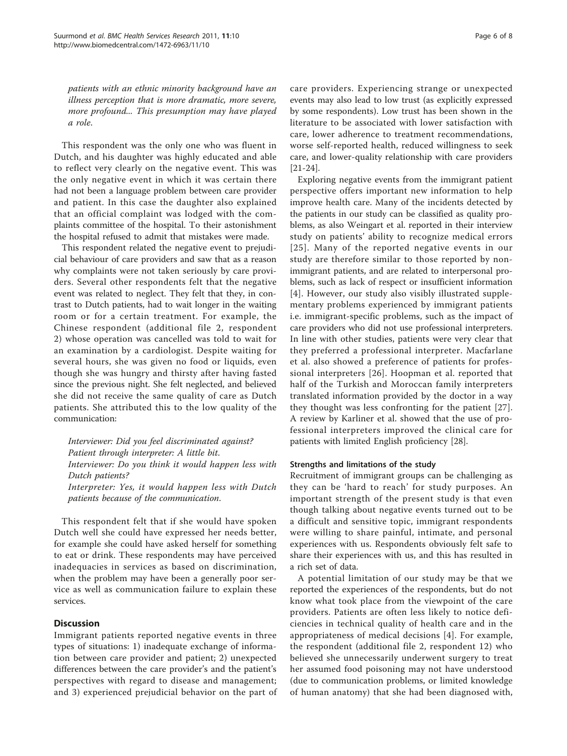*patients with an ethnic minority background have an illness perception that is more dramatic, more severe, more profound... This presumption may have played a role.*

This respondent was the only one who was fluent in Dutch, and his daughter was highly educated and able to reflect very clearly on the negative event. This was the only negative event in which it was certain there had not been a language problem between care provider and patient. In this case the daughter also explained that an official complaint was lodged with the complaints committee of the hospital. To their astonishment the hospital refused to admit that mistakes were made.

This respondent related the negative event to prejudicial behaviour of care providers and saw that as a reason why complaints were not taken seriously by care providers. Several other respondents felt that the negative event was related to neglect. They felt that they, in contrast to Dutch patients, had to wait longer in the waiting room or for a certain treatment. For example, the Chinese respondent (additional file 2, respondent 2) whose operation was cancelled was told to wait for an examination by a cardiologist. Despite waiting for several hours, she was given no food or liquids, even though she was hungry and thirsty after having fasted since the previous night. She felt neglected, and believed she did not receive the same quality of care as Dutch patients. She attributed this to the low quality of the communication:

*Interviewer: Did you feel discriminated against?*
*Patient through interpreter: A little bit.*
*Interviewer: Do you think it would happen less with Dutch patients?*
*Interpreter: Yes, it would happen less with Dutch patients because of the communication.*

This respondent felt that if she would have spoken Dutch well she could have expressed her needs better, for example she could have asked herself for something to eat or drink. These respondents may have perceived inadequacies in services as based on discrimination, when the problem may have been a generally poor service as well as communication failure to explain these services.

## Discussion

Immigrant patients reported negative events in three types of situations: 1) inadequate exchange of information between care provider and patient; 2) unexpected differences between the care provider's and the patient's perspectives with regard to disease and management; and 3) experienced prejudicial behavior on the part of care providers. Experiencing strange or unexpected events may also lead to low trust (as explicitly expressed by some respondents). Low trust has been shown in the literature to be associated with lower satisfaction with care, lower adherence to treatment recommendations, worse self-reported health, reduced willingness to seek care, and lower-quality relationship with care providers [21-24].

Exploring negative events from the immigrant patient perspective offers important new information to help improve health care. Many of the incidents detected by the patients in our study can be classified as quality problems, as also Weingart et al. reported in their interview study on patients' ability to recognize medical errors [25]. Many of the reported negative events in our study are therefore similar to those reported by non-immigrant patients, and are related to interpersonal problems, such as lack of respect or insufficient information [4]. However, our study also visibly illustrated supplementary problems experienced by immigrant patients i.e. immigrant-specific problems, such as the impact of care providers who did not use professional interpreters. In line with other studies, patients were very clear that they preferred a professional interpreter. Macfarlane et al. also showed a preference of patients for professional interpreters [26]. Hoopman et al. reported that half of the Turkish and Moroccan family interpreters translated information provided by the doctor in a way they thought was less confronting for the patient [27]. A review by Karliner et al. showed that the use of professional interpreters improved the clinical care for patients with limited English proficiency [28].

### Strengths and limitations of the study

Recruitment of immigrant groups can be challenging as they can be 'hard to reach' for study purposes. An important strength of the present study is that even though talking about negative events turned out to be a difficult and sensitive topic, immigrant respondents were willing to share painful, intimate, and personal experiences with us. Respondents obviously felt safe to share their experiences with us, and this has resulted in a rich set of data.

A potential limitation of our study may be that we reported the experiences of the respondents, but do not know what took place from the viewpoint of the care providers. Patients are often less likely to notice deficiencies in technical quality of health care and in the appropriateness of medical decisions [4]. For example, the respondent (additional file 2, respondent 12) who believed she unnecessarily underwent surgery to treat her assumed food poisoning may not have understood (due to communication problems, or limited knowledge of human anatomy) that she had been diagnosed with,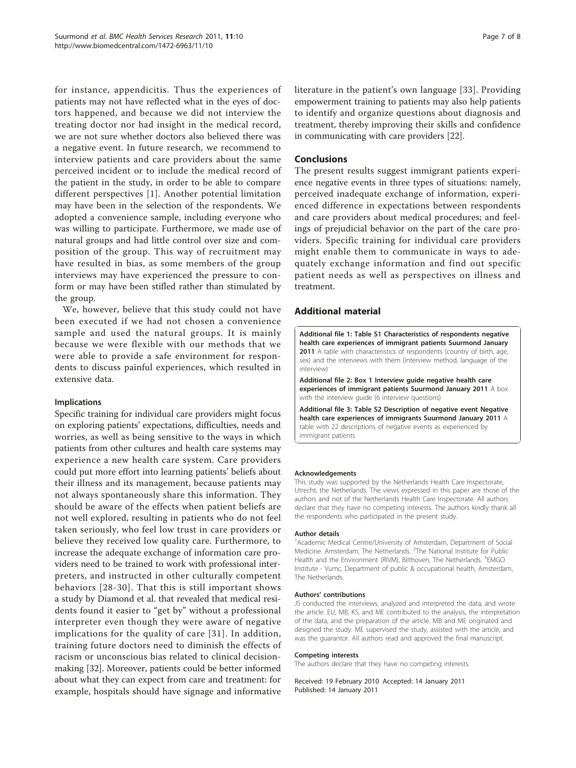for instance, appendicitis. Thus the experiences of patients may not have reflected what in the eyes of doctors happened, and because we did not interview the treating doctor nor had insight in the medical record, we are not sure whether doctors also believed there was a negative event. In future research, we recommend to interview patients and care providers about the same perceived incident or to include the medical record of the patient in the study, in order to be able to compare different perspectives [1]. Another potential limitation may have been in the selection of the respondents. We adopted a convenience sample, including everyone who was willing to participate. Furthermore, we made use of natural groups and had little control over size and composition of the group. This way of recruitment may have resulted in bias, as some members of the group interviews may have experienced the pressure to conform or may have been stifled rather than stimulated by the group.

We, however, believe that this study could not have been executed if we had not chosen a convenience sample and used the natural groups. It is mainly because we were flexible with our methods that we were able to provide a safe environment for respondents to discuss painful experiences, which resulted in extensive data.

### Implications

Specific training for individual care providers might focus on exploring patients' expectations, difficulties, needs and worries, as well as being sensitive to the ways in which patients from other cultures and health care systems may experience a new health care system. Care providers could put more effort into learning patients' beliefs about their illness and its management, because patients may not always spontaneously share this information. They should be aware of the effects when patient beliefs are not well explored, resulting in patients who do not feel taken seriously, who feel low trust in care providers or believe they received low quality care. Furthermore, to increase the adequate exchange of information care providers need to be trained to work with professional interpreters, and instructed in other culturally competent behaviors [28-30]. That this is still important shows a study by Diamond et al. that revealed that medical residents found it easier to "get by" without a professional interpreter even though they were aware of negative implications for the quality of care [31]. In addition, training future doctors need to diminish the effects of racism or unconscious bias related to clinical decision-making [32]. Moreover, patients could be better informed about what they can expect from care and treatment: for example, hospitals should have signage and informative literature in the patient's own language [33]. Providing empowerment training to patients may also help patients to identify and organize questions about diagnosis and treatment, thereby improving their skills and confidence in communicating with care providers [22].

## Conclusions

The present results suggest immigrant patients experience negative events in three types of situations: namely, perceived inadequate exchange of information, experienced difference in expectations between respondents and care providers about medical procedures; and feelings of prejudicial behavior on the part of the care providers. Specific training for individual care providers might enable them to communicate in ways to adequately exchange information and find out specific patient needs as well as perspectives on illness and treatment.

## Additional material

**Additional file 1: Table S1 Characteristics of respondents negative health care experiences of immigrant patients Suurmond January 2011** A table with characteristics of respondents (country of birth, age, sex) and the interviews with them (interview method, language of the interview)

**Additional file 2: Box 1 Interview guide negative health care experiences of immigrant patients Suurmond January 2011** A box with the interview guide (6 interview questions)

**Additional file 3: Table S2 Description of negative event Negative health care experiences of immigrants Suurmond January 2011** A table with 22 descriptions of negative events as experienced by immigrant patients

#### Acknowledgements

This study was supported by the Netherlands Health Care Inspectorate, Utrecht, the Netherlands. The views expressed in this paper are those of the authors and not of the Netherlands Health Care Inspectorate. All authors declare that they have no competing interests. The authors kindly thank all the respondents who participated in the present study.

#### Author details

[1]Academic Medical Centre/University of Amsterdam, Department of Social Medicine. Amsterdam, The Netherlands. [2]The National Institute for Public Health and the Environment (RIVM), Bilthoven, The Netherlands. [3]EMGO Institute - Vumc, Department of public & occupational health, Amsterdam, The Netherlands.

#### Authors' contributions

JS conducted the interviews, analyzed and interpreted the data, and wrote the article. EU, MB, KS, and ME contributed to the analysis, the interpretation of the data, and the preparation of the article. MB and ME originated and designed the study. ME supervised the study, assisted with the article, and was the guarantor. All authors read and approved the final manuscript.

#### Competing interests

The authors declare that they have no competing interests.

Received: 19 February 2010 Accepted: 14 January 2011
Published: 14 January 2011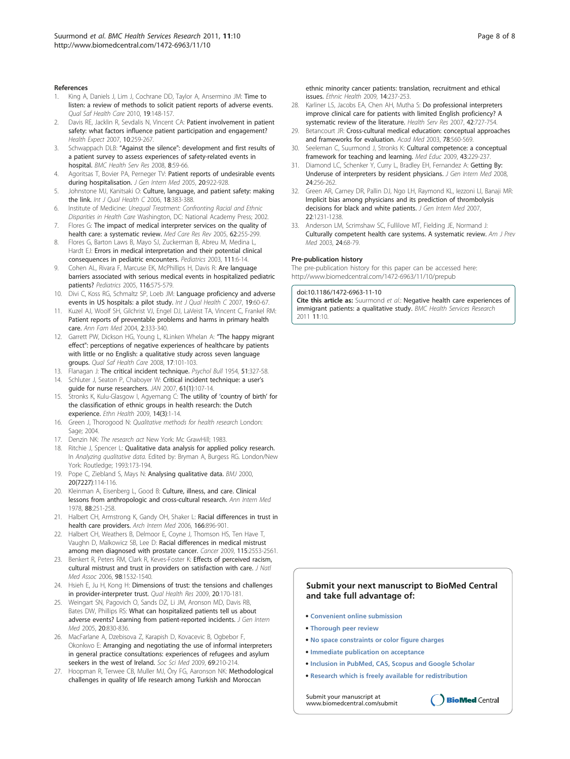## References

1. King A, Daniels J, Lim J, Cochrane DD, Taylor A, Ansermino JM: **Time to listen: a review of methods to solicit patient reports of adverse events.** *Qual Saf Health Care* 2010, **19**:148-157.
2. Davis RE, Jacklin R, Sevdalis N, Vincent CA: **Patient involvement in patient safety: what factors influence patient participation and engagement?** *Health Expect* 2007, **10**:259-267.
3. Schwappach DLB: **"Against the silence": development and first results of a patient survey to assess experiences of safety-related events in hospital.** *BMC Health Serv Res* 2008, **8**:59-66.
4. Agoritsas T, Bovier PA, Perneger TV: **Patient reports of undesirable events during hospitalisation.** *J Gen Intern Med* 2005, **20**:922-928.
5. Johnstone MJ, Kanitsaki O: **Culture, language, and patient safety: making the link.** *Int J Qual Health C* 2006, **18**:383-388.
6. Institute of Medicine: *Unequal Treatment: Confronting Racial and Ethnic Disparities in Health Care* Washington, DC: National Academy Press; 2002.
7. Flores G: **The impact of medical interpreter services on the quality of health care: a systematic review.** *Med Care Res Rev* 2005, **62**:255-299.
8. Flores G, Barton Laws B, Mayo SJ, Zuckerman B, Abreu M, Medina L, Hardt EJ: **Errors in medical interpretation and their potential clinical consequences in pediatric encounters.** *Pediatrics* 2003, **111**:6-14.
9. Cohen AL, Rivara F, Marcuse EK, McPhillips H, Davis R: **Are language barriers associated with serious medical events in hospitalized pediatric patients?** *Pediatrics* 2005, **116**:575-579.
10. Divi C, Koss RG, Schmaltz SP, Loeb JM: **Language proficiency and adverse events in US hospitals: a pilot study.** *Int J Qual Health C* 2007, **19**:60-67.
11. Kuzel AJ, Woolf SH, Gilchrist VJ, Engel DJ, LaVeist TA, Vincent C, Frankel RM: **Patient reports of preventable problems and harms in primary health care.** *Ann Fam Med* 2004, **2**:333-340.
12. Garrett PW, Dickson HG, Young L, KLinken Whelan A: **"The happy migrant effect": perceptions of negative experiences of healthcare by patients with little or no English: a qualitative study across seven language groups.** *Qual Saf Health Care* 2008, **17**:101-103.
13. Flanagan J: **The critical incident technique.** *Psychol Bull* 1954, **51**:327-58.
14. Schluter J, Seaton P, Chaboyer W: **Critical incident technique: a user's guide for nurse researchers.** *JAN* 2007, **61(1)**:107-14.
15. Stronks K, Kulu-Glasgow I, Agyemang C: **The utility of 'country of birth' for the classification of ethnic groups in health research: the Dutch experience.** *Ethn Health* 2009, **14(3)**:1-14.
16. Green J, Thorogood N: *Qualitative methods for health research* London: Sage; 2004.
17. Denzin NK: *The research act* New York: Mc GrawHill; 1983.
18. Ritchie J, Spencer L: **Qualitative data analysis for applied policy research.** In *Analyzing qualitative data.* Edited by: Bryman A, Burgess RG. London/New York: Routledge; 1993:173-194.
19. Pope C, Ziebland S, Mays N: **Analysing qualitative data.** *BMJ* 2000, **20(7227)**:114-116.
20. Kleinman A, Eisenberg L, Good B: **Culture, illness, and care. Clinical lessons from anthropologic and cross-cultural research.** *Ann Intern Med* 1978, **88**:251-258.
21. Halbert CH, Armstrong K, Gandy OH, Shaker L: **Racial differences in trust in health care providers.** *Arch Intern Med* 2006, **166**:896-901.
22. Halbert CH, Weathers B, Delmoor E, Coyne J, Thomson HS, Ten Have T, Vaughn D, Malkowicz SB, Lee D: **Racial differences in medical mistrust among men diagnosed with prostate cancer.** *Cancer* 2009, **115**:2553-2561.
23. Benkert R, Peters RM, Clark R, Keves-Foster K: **Effects of perceived racism, cultural mistrust and trust in providers on satisfaction with care.** *J Natl Med Assoc* 2006, **98**:1532-1540.
24. Hsieh E, Ju H, Kong H: **Dimensions of trust: the tensions and challenges in provider-interpreter trust.** *Qual Health Res* 2009, **20**:170-181.
25. Weingart SN, Pagovich O, Sands DZ, Li JM, Aronson MD, Davis RB, Bates DW, Phillips RS: **What can hospitalized patients tell us about adverse events? Learning from patient-reported incidents.** *J Gen Intern Med* 2005, **20**:830-836.
26. MacFarlane A, Dzebisova Z, Karapish D, Kovacevic B, Ogbebor F, Okonkwo E: **Arranging and negotiating the use of informal interpreters in general practice consultations: experiences of refugees and asylum seekers in the west of Ireland.** *Soc Sci Med* 2009, **69**:210-214.
27. Hoopman R, Terwee CB, Muller MJ, Öry FG, Aaronson NK: **Methodological challenges in quality of life research among Turkish and Moroccan ethnic minority cancer patients: translation, recruitment and ethical issues.** *Ethnic Health* 2009, **14**:237-253.
28. Karliner LS, Jacobs EA, Chen AH, Mutha S: **Do professional interpreters improve clinical care for patients with limited English proficiency? A systematic review of the literature.** *Health Serv Res* 2007, **42**:727-754.
29. Betancourt JR: **Cross-cultural medical education: conceptual approaches and frameworks for evaluation.** *Acad Med* 2003, **78**:560-569.
30. Seeleman C, Suurmond J, Stronks K: **Cultural competence: a conceptual framework for teaching and learning.** *Med Educ* 2009, **43**:229-237.
31. Diamond LC, Schenker Y, Curry L, Bradley EH, Fernandez A: **Getting By: Underuse of interpreters by resident physicians.** *J Gen Intern Med* 2008, **24**:256-262.
32. Green AR, Carney DR, Pallin DJ, Ngo LH, Raymond KL, Iezzoni LI, Banaji MR: **Implicit bias among physicians and its prediction of thrombolysis decisions for black and white patients.** *J Gen Intern Med* 2007, **22**:1231-1238.
33. Anderson LM, Scrimshaw SC, Fullilove MT, Fielding JE, Normand J: **Culturally competent health care systems. A systematic review.** *Am J Prev Med* 2003, **24**:68-79.

### Pre-publication history

The pre-publication history for this paper can be accessed here:
http://www.biomedcentral.com/1472-6963/11/10/prepub

doi:10.1186/1472-6963-11-10

**Cite this article as:** Suurmond *et al.*: Negative health care experiences of immigrant patients: a qualitative study. *BMC Health Services Research* 2011 **11**:10.

**Submit your next manuscript to BioMed Central and take full advantage of:**

- **Convenient online submission**
- **Thorough peer review**
- **No space constraints or color figure charges**
- **Immediate publication on acceptance**
- **Inclusion in PubMed, CAS, Scopus and Google Scholar**
- **Research which is freely available for redistribution**

Submit your manuscript at
www.biomedcentral.com/submit

BioMed Central